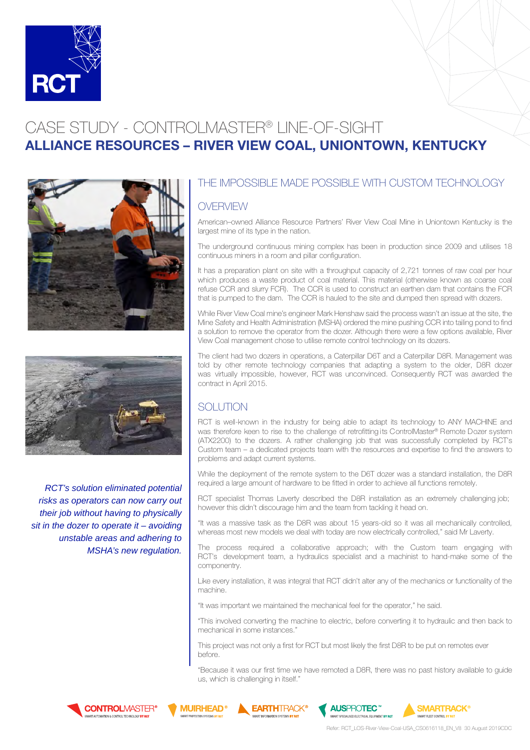# CASE STUDY - CONTROLMASTER® LINE-OF-SIGHT

## ALLIANCE RESOURCES – RIVER VIEW COAL, UNIONTOWN, KENTUCKY

*RCT's solution eliminated potential risks as operators can now carry out their job without having to physically sit in the dozer to operate it – avoiding unstable areas and adhering to MSHA's new regulation.*

## THE IMPOSSIBLE MADE POSSIBLE WITH CUSTOM TECHNOLOGY

### OVERVIEW

American–owned Alliance Resource Partners' River View Coal Mine in Uniontown Kentucky is the largest mine of its type in the nation.

The underground continuous mining complex has been in production since 2009 and utilises 18 continuous miners in a room and pillar configuration.

It has a preparation plant on site with a throughput capacity of 2,721 tonnes of raw coal per hour which produces a waste product of coal material. This material (otherwise known as coarse coal refuse CCR and slurry FCR). The CCR is used to construct an earthen dam that contains the FCR that is pumped to the dam. The CCR is hauled to the site and dumped then spread with dozers.

While River View Coal mine's engineer Mark Henshaw said the process wasn't an issue at the site, the Mine Safety and Health Administration (MSHA) ordered the mine pushing CCR into tailing pond to find a solution to remove the operator from the dozer. Although there were a few options available, River View Coal management chose to utilise remote control technology on its dozers.

The client had two dozers in operations, a Caterpillar D6T and a Caterpillar D8R. Management was told by other remote technology companies that adapting a system to the older, D8R dozer was virtually impossible, however, RCT was unconvinced. Consequently RCT was awarded the contract in April 2015.

### SOLUTION

RCT is well-known in the industry for being able to adapt its technology to ANY MACHINE and was therefore keen to rise to the challenge of retrofitting its ControlMaster® Remote Dozer system (ATX2200) to the dozers. A rather challenging job that was successfully completed by RCT's Custom team – a dedicated projects team with the resources and expertise to find the answers to problems and adapt current systems.

While the deployment of the remote system to the D6T dozer was a standard installation, the D8R required a large amount of hardware to be fitted in order to achieve all functions remotely.

RCT specialist Thomas Laverty described the D8R installation as an extremely challenging job; however this didn't discourage him and the team from tackling it head on.

"It was a massive task as the D8R was about 15 years-old so it was all mechanically controlled, whereas most new models we deal with today are now electrically controlled," said Mr Laverty.

The process required a collaborative approach; with the Custom team engaging with RCT's development team, a hydraulics specialist and a machinist to hand-make some of the componentry.

Like every installation, it was integral that RCT didn't alter any of the mechanics or functionality of the machine.

"It was important we maintained the mechanical feel for the operator," he said.

"This involved converting the machine to electric, before converting it to hydraulic and then back to mechanical in some instances."

This project was not only a first for RCT but most likely the first D8R to be put on remotes ever before.

"Because it was our first time we have remoted a D8R, there was no past history available to guide us, which is challenging in itself."

CONTROLMASTER® | MUIRHEAD® | EARTHTRACK® | AUSPROTEC™ | SMARTRACK®

Refer: RCT_LOS-River-View-Coal-USA_CS0616118_EN_V8 30 August 2019CDC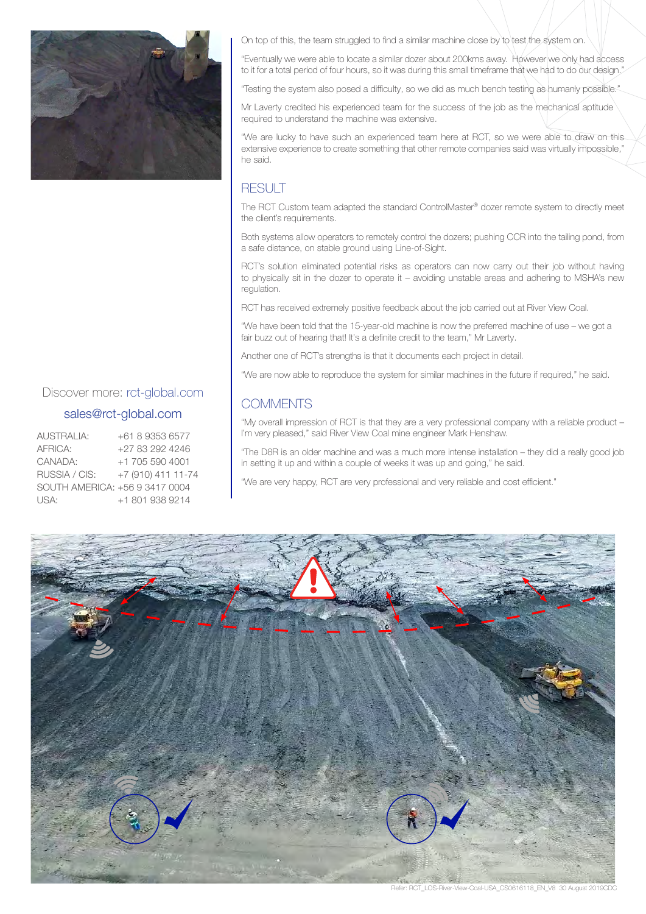On top of this, the team struggled to find a similar machine close by to test the system on.

"Eventually we were able to locate a similar dozer about 200kms away. However we only had access to it for a total period of four hours, so it was during this small timeframe that we had to do our design."

"Testing the system also posed a difficulty, so we did as much bench testing as humanly possible."

Mr Laverty credited his experienced team for the success of the job as the mechanical aptitude required to understand the machine was extensive.

"We are lucky to have such an experienced team here at RCT, so we were able to draw on this extensive experience to create something that other remote companies said was virtually impossible," he said.

## RESULT

The RCT Custom team adapted the standard ControlMaster® dozer remote system to directly meet the client's requirements.

Both systems allow operators to remotely control the dozers; pushing CCR into the tailing pond, from a safe distance, on stable ground using Line-of-Sight.

RCT's solution eliminated potential risks as operators can now carry out their job without having to physically sit in the dozer to operate it – avoiding unstable areas and adhering to MSHA's new regulation.

RCT has received extremely positive feedback about the job carried out at River View Coal.

"We have been told that the 15-year-old machine is now the preferred machine of use – we got a fair buzz out of hearing that! It's a definite credit to the team," Mr Laverty.

Another one of RCT's strengths is that it documents each project in detail.

"We are now able to reproduce the system for similar machines in the future if required," he said.

## COMMENTS

"My overall impression of RCT is that they are a very professional company with a reliable product – I'm very pleased," said River View Coal mine engineer Mark Henshaw.

"The D8R is an older machine and was a much more intense installation – they did a really good job in setting it up and within a couple of weeks it was up and going," he said.

"We are very happy, RCT are very professional and very reliable and cost efficient."

Discover more: rct-global.com

sales@rct-global.com

| | |
|---|---|
| AUSTRALIA: | +61 8 9353 6577 |
| AFRICA: | +27 83 292 4246 |
| CANADA: | +1 705 590 4001 |
| RUSSIA / CIS: | +7 (910) 411 11-74 |
| SOUTH AMERICA: | +56 9 3417 0004 |
| USA: | +1 801 938 9214 |

Refer: RCT_LOS-River-View-Coal-USA_CS0616118_EN_V8 30 August 2019CDC